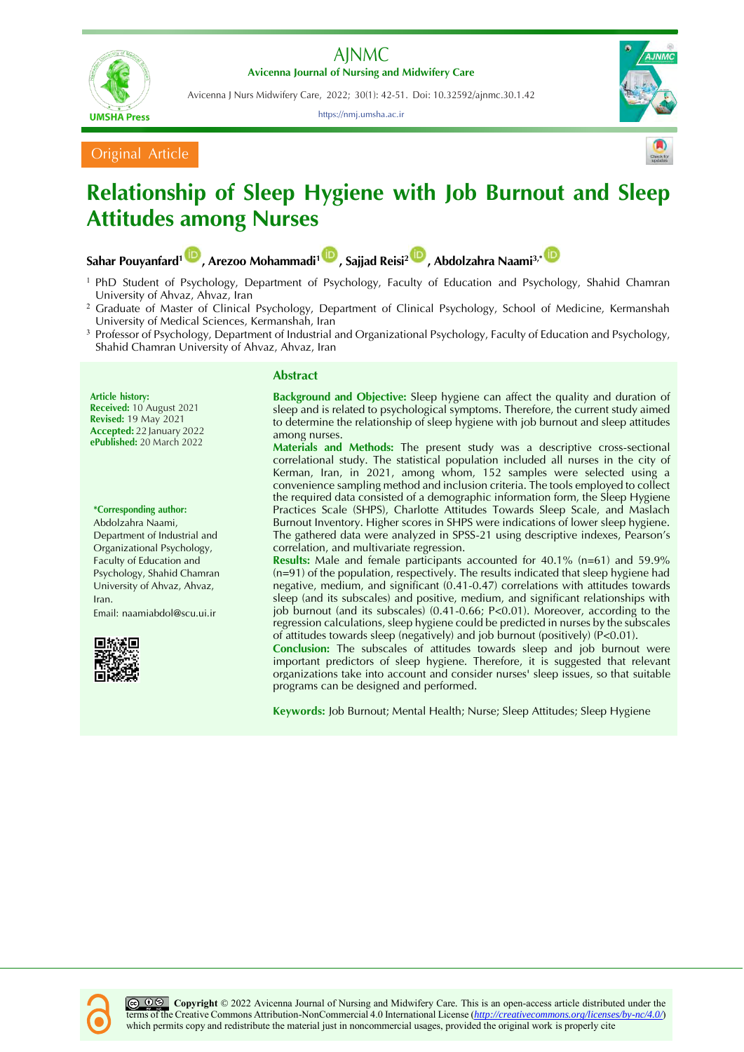Original Article

# Relationship of Sleep Hygiene with Job Burnout and Sleep Attitudes among Nurses

**Sahar Pouyanfard[1], Arezoo Mohammadi[1], Sajjad Reisi[2], Abdolzahra Naami[3,*]**

[1] PhD Student of Psychology, Department of Psychology, Faculty of Education and Psychology, Shahid Chamran University of Ahvaz, Ahvaz, Iran

[2] Graduate of Master of Clinical Psychology, Department of Clinical Psychology, School of Medicine, Kermanshah University of Medical Sciences, Kermanshah, Iran

[3] Professor of Psychology, Department of Industrial and Organizational Psychology, Faculty of Education and Psychology, Shahid Chamran University of Ahvaz, Ahvaz, Iran

**Article history:**
**Received:** 10 August 2021
**Revised:** 19 May 2021
**Accepted:** 22 January 2022
**ePublished:** 20 March 2022

**\*Corresponding author:**
Abdolzahra Naami,
Department of Industrial and Organizational Psychology, Faculty of Education and Psychology, Shahid Chamran University of Ahvaz, Ahvaz, Iran.
Email: naamiabdol@scu.ui.ir

## Abstract

**Background and Objective:** Sleep hygiene can affect the quality and duration of sleep and is related to psychological symptoms. Therefore, the current study aimed to determine the relationship of sleep hygiene with job burnout and sleep attitudes among nurses.

**Materials and Methods:** The present study was a descriptive cross-sectional correlational study. The statistical population included all nurses in the city of Kerman, Iran, in 2021, among whom, 152 samples were selected using a convenience sampling method and inclusion criteria. The tools employed to collect the required data consisted of a demographic information form, the Sleep Hygiene Practices Scale (SHPS), Charlotte Attitudes Towards Sleep Scale, and Maslach Burnout Inventory. Higher scores in SHPS were indications of lower sleep hygiene. The gathered data were analyzed in SPSS-21 using descriptive indexes, Pearson's correlation, and multivariate regression.

**Results:** Male and female participants accounted for 40.1% (n=61) and 59.9% (n=91) of the population, respectively. The results indicated that sleep hygiene had negative, medium, and significant (0.41-0.47) correlations with attitudes towards sleep (and its subscales) and positive, medium, and significant relationships with job burnout (and its subscales) (0.41-0.66; P<0.01). Moreover, according to the regression calculations, sleep hygiene could be predicted in nurses by the subscales of attitudes towards sleep (negatively) and job burnout (positively) (P<0.01).

**Conclusion:** The subscales of attitudes towards sleep and job burnout were important predictors of sleep hygiene. Therefore, it is suggested that relevant organizations take into account and consider nurses' sleep issues, so that suitable programs can be designed and performed.

**Keywords:** Job Burnout; Mental Health; Nurse; Sleep Attitudes; Sleep Hygiene

**Copyright** © 2022 Avicenna Journal of Nursing and Midwifery Care. This is an open-access article distributed under the terms of the Creative Commons Attribution-NonCommercial 4.0 International License (*http://creativecommons.org/licenses/by-nc/4.0/*) which permits copy and redistribute the material just in noncommercial usages, provided the original work is properly cite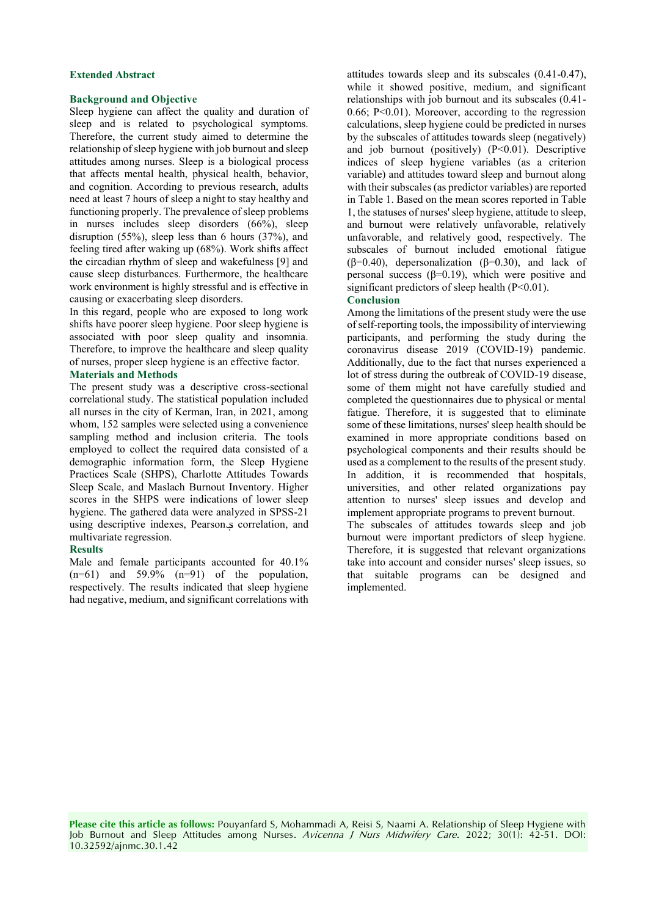## Extended Abstract

### Background and Objective

Sleep hygiene can affect the quality and duration of sleep and is related to psychological symptoms. Therefore, the current study aimed to determine the relationship of sleep hygiene with job burnout and sleep attitudes among nurses. Sleep is a biological process that affects mental health, physical health, behavior, and cognition. According to previous research, adults need at least 7 hours of sleep a night to stay healthy and functioning properly. The prevalence of sleep problems in nurses includes sleep disorders (66%), sleep disruption (55%), sleep less than 6 hours (37%), and feeling tired after waking up (68%). Work shifts affect the circadian rhythm of sleep and wakefulness [9] and cause sleep disturbances. Furthermore, the healthcare work environment is highly stressful and is effective in causing or exacerbating sleep disorders.

In this regard, people who are exposed to long work shifts have poorer sleep hygiene. Poor sleep hygiene is associated with poor sleep quality and insomnia. Therefore, to improve the healthcare and sleep quality of nurses, proper sleep hygiene is an effective factor.

### Materials and Methods

The present study was a descriptive cross-sectional correlational study. The statistical population included all nurses in the city of Kerman, Iran, in 2021, among whom, 152 samples were selected using a convenience sampling method and inclusion criteria. The tools employed to collect the required data consisted of a demographic information form, the Sleep Hygiene Practices Scale (SHPS), Charlotte Attitudes Towards Sleep Scale, and Maslach Burnout Inventory. Higher scores in the SHPS were indications of lower sleep hygiene. The gathered data were analyzed in SPSS-21 using descriptive indexes, Pearson's correlation, and multivariate regression.

### Results

Male and female participants accounted for 40.1% (n=61) and 59.9% (n=91) of the population, respectively. The results indicated that sleep hygiene had negative, medium, and significant correlations with attitudes towards sleep and its subscales (0.41-0.47), while it showed positive, medium, and significant relationships with job burnout and its subscales (0.41-0.66; $P<0.01$). Moreover, according to the regression calculations, sleep hygiene could be predicted in nurses by the subscales of attitudes towards sleep (negatively) and job burnout (positively) ($P<0.01$). Descriptive indices of sleep hygiene variables (as a criterion variable) and attitudes toward sleep and burnout along with their subscales (as predictor variables) are reported in Table 1. Based on the mean scores reported in Table 1, the statuses of nurses' sleep hygiene, attitude to sleep, and burnout were relatively unfavorable, relatively unfavorable, and relatively good, respectively. The subscales of burnout included emotional fatigue ($\beta=0.40$), depersonalization ($\beta=0.30$), and lack of personal success ($\beta=0.19$), which were positive and significant predictors of sleep health ($P<0.01$).

### Conclusion

Among the limitations of the present study were the use of self-reporting tools, the impossibility of interviewing participants, and performing the study during the coronavirus disease 2019 (COVID-19) pandemic. Additionally, due to the fact that nurses experienced a lot of stress during the outbreak of COVID-19 disease, some of them might not have carefully studied and completed the questionnaires due to physical or mental fatigue. Therefore, it is suggested that to eliminate some of these limitations, nurses' sleep health should be examined in more appropriate conditions based on psychological components and their results should be used as a complement to the results of the present study. In addition, it is recommended that hospitals, universities, and other related organizations pay attention to nurses' sleep issues and develop and implement appropriate programs to prevent burnout.

The subscales of attitudes towards sleep and job burnout were important predictors of sleep hygiene. Therefore, it is suggested that relevant organizations take into account and consider nurses' sleep issues, so that suitable programs can be designed and implemented.

**Please cite this article as follows:** Pouyanfard S, Mohammadi A, Reisi S, Naami A. Relationship of Sleep Hygiene with Job Burnout and Sleep Attitudes among Nurses. *Avicenna J Nurs Midwifery Care*. 2022; 30(1): 42-51. DOI: 10.32592/ajnmc.30.1.42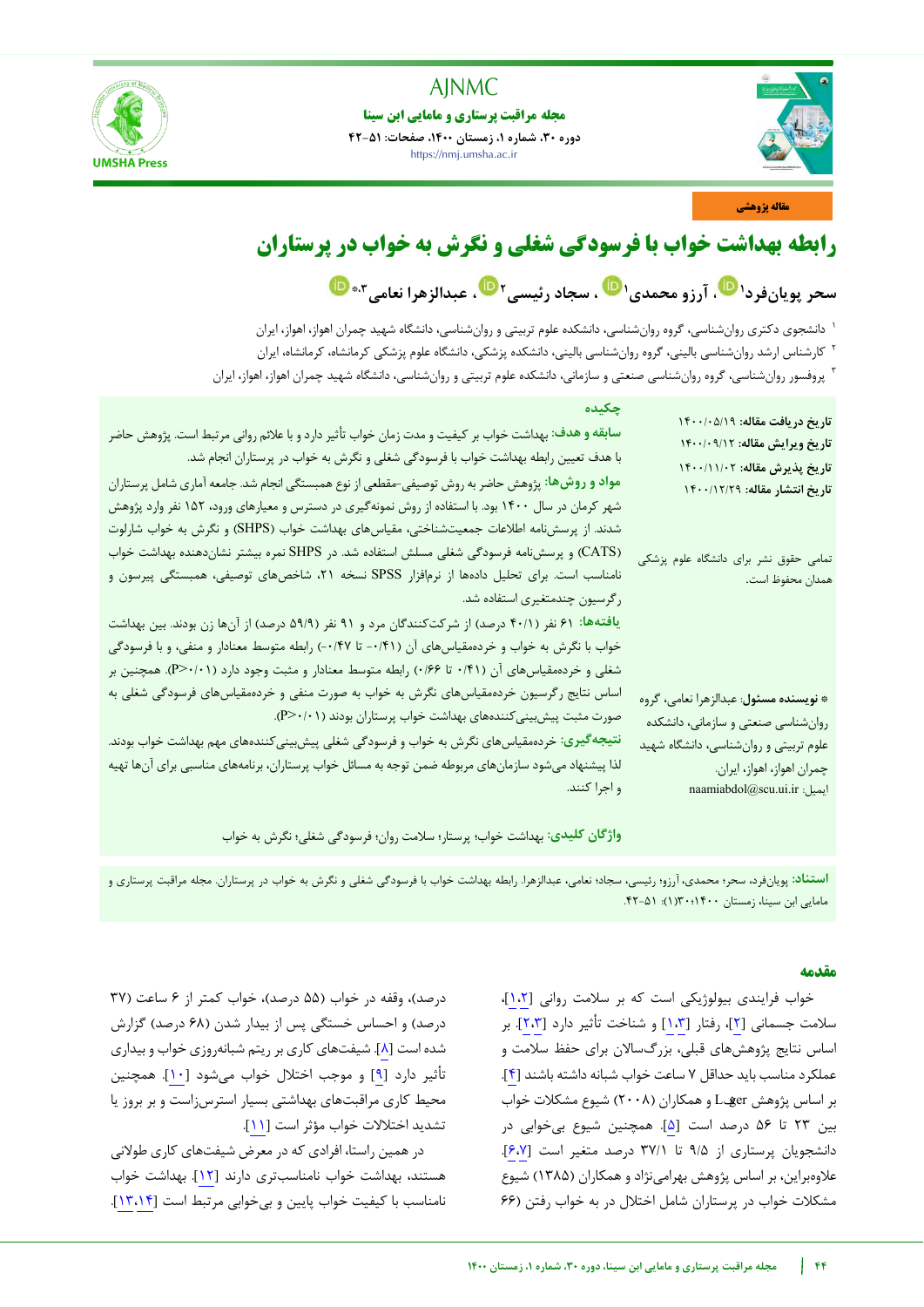مقاله پژوهشی

# رابطه بهداشت خواب با فرسودگی شغلی و نگرش به خواب در پرستاران

**سحر پویان‌فرد[1]، آرزو محمدی[1]، سجاد رئیسی[2]، عبدالزهرا نعامی[3]***

[1] دانشجوی دکتری روان‌شناسی، گروه روان‌شناسی، دانشکده علوم تربیتی و روان‌شناسی، دانشگاه شهید چمران اهواز، اهواز، ایران

[2] کارشناس ارشد روان‌شناسی بالینی، گروه روان‌شناسی بالینی، دانشکده پزشکی، دانشگاه علوم پزشکی کرمانشاه، کرمانشاه، ایران

[3] پروفسور روان‌شناسی، گروه روان‌شناسی صنعتی و سازمانی، دانشکده علوم تربیتی و روان‌شناسی، دانشگاه شهید چمران اهواز، اهواز، ایران

**تاریخ دریافت مقاله:** ۱۴۰۰/۰۵/۱۹
**تاریخ ویرایش مقاله:** ۱۴۰۰/۰۹/۱۲
**تاریخ پذیرش مقاله:** ۱۴۰۰/۱۱/۰۲
**تاریخ انتشار مقاله:** ۱۴۰۰/۱۲/۲۹

تمامی حقوق نشر برای دانشگاه علوم پزشکی همدان محفوظ است.

* **نویسنده مسئول:** عبدالزهرا نعامی، گروه روان‌شناسی صنعتی و سازمانی، دانشکده علوم تربیتی و روان‌شناسی، دانشگاه شهید چمران اهواز، اهواز، ایران.
ایمیل: naamiabdol@scu.ui.ir

## چکیده

**سابقه و هدف:** بهداشت خواب بر کیفیت و مدت زمان خواب تأثیر دارد و با علائم روانی مرتبط است. پژوهش حاضر با هدف تعیین رابطه بهداشت خواب با فرسودگی شغلی و نگرش به خواب در پرستاران انجام شد.

**مواد و روش‌ها:** پژوهش حاضر به روش توصیفی-مقطعی از نوع همبستگی انجام شد. جامعه آماری شامل پرستاران شهر کرمان در سال ۱۴۰۰ بود. با استفاده از روش نمونه‌گیری در دسترس و معیارهای ورود، ۱۵۲ نفر وارد پژوهش شدند. از پرسش‌نامه اطلاعات جمعیت‌شناختی، مقیاس‌های بهداشت خواب (SHPS) و نگرش به خواب شارلوت (CATS) و پرسش‌نامه فرسودگی شغلی مسلش استفاده شد. در SHPS نمره بیشتر نشان‌دهنده بهداشت خواب نامناسب است. برای تحلیل داده‌ها از نرم‌افزار SPSS نسخه ۲۱، شاخص‌های توصیفی، همبستگی پیرسون و رگرسیون چندمتغیری استفاده شد.

**یافته‌ها:** ۶۱ نفر (۴۰/۱ درصد) از شرکت‌کنندگان مرد و ۹۱ نفر (۵۹/۹ درصد) از آن‌ها زن بودند. بین بهداشت خواب با نگرش به خواب و خرده‌مقیاس‌های آن (۰/۴۱- تا ۰/۴۷-) رابطه متوسط معنادار و منفی، و با فرسودگی شغلی و خرده‌مقیاس‌های آن (۰/۴۱ تا ۰/۶۶) رابطه متوسط معنادار و مثبت وجود دارد ($P<0/01$). همچنین بر اساس نتایج رگرسیون خرده‌مقیاس‌های نگرش به خواب به صورت منفی و خرده‌مقیاس‌های فرسودگی شغلی به صورت مثبت پیش‌بینی‌کننده‌های بهداشت خواب پرستاران بودند ($P<0/01$).

**نتیجه‌گیری:** خرده‌مقیاس‌های نگرش به خواب و فرسودگی شغلی پیش‌بینی‌کننده‌های مهم بهداشت خواب بودند. لذا پیشنهاد می‌شود سازمان‌های مربوطه ضمن توجه به مسائل خواب پرستاران، برنامه‌های مناسبی برای آن‌ها تهیه و اجرا کنند.

**واژگان کلیدی:** بهداشت خواب؛ پرستار؛ سلامت روان؛ فرسودگی شغلی؛ نگرش به خواب

**استناد:** پویان‌فرد، سحر؛ محمدی، آرزو؛ رئیسی، سجاد؛ نعامی، عبدالزهرا. رابطه بهداشت خواب با فرسودگی شغلی و نگرش به خواب در پرستاران. مجله مراقبت پرستاری و مامایی ابن سینا، زمستان ۱۴۰۰؛۳۰(۱): ۵۱-۴۲.

## مقدمه

خواب فرایندی بیولوژیکی است که بر سلامت روانی [۱،۲]، سلامت جسمانی [۲]، رفتار [۱،۳] و شناخت تأثیر دارد [۲،۳]. بر اساس نتایج پژوهش‌های قبلی، بزرگسالان برای حفظ سلامت و عملکرد مناسب باید حداقل ۷ ساعت خواب شبانه داشته باشند [۴]. بر اساس پژوهش Léger و همکاران (۲۰۰۸) شیوع مشکلات خواب بین ۲۳ تا ۵۶ درصد است [۵]. همچنین شیوع بی‌خوابی در دانشجویان پرستاری از ۹/۵ تا ۳۷/۱ درصد متغیر است [۶،۷]. علاوه‌براین، بر اساس پژوهش بهرامی‌نژاد و همکاران (۱۳۸۵) شیوع مشکلات خواب در پرستاران شامل اختلال در به خواب رفتن (۶۶ درصد)، وقفه در خواب (۵۵ درصد)، خواب کمتر از ۶ ساعت (۳۷ درصد) و احساس خستگی پس از بیدار شدن (۶۸ درصد) گزارش شده است [۸]. شیفت‌های کاری بر ریتم شبانه‌روزی خواب و بیداری تأثیر دارد [۹] و موجب اختلال خواب می‌شود [۱۰]. همچنین محیط کاری مراقبت‌های بهداشتی بسیار استرس‌زاست و بر بروز یا تشدید اختلالات خواب مؤثر است [۱۱].

در همین راستا، افرادی که در معرض شیفت‌های کاری طولانی هستند، بهداشت خواب نامناسب‌تری دارند [۱۲]. بهداشت خواب نامناسب با کیفیت خواب پایین و بی‌خوابی مرتبط است [۱۳،۱۴].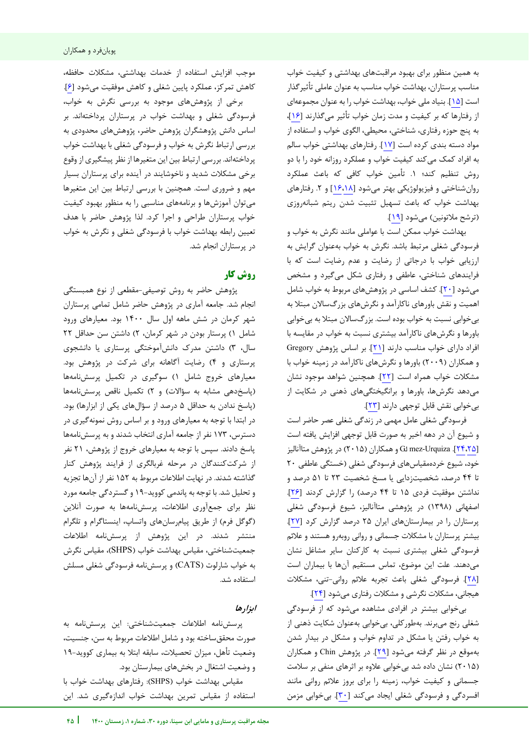به همین منظور برای بهبود مراقبت‌های بهداشتی و کیفیت خواب مناسب پرستاران، بهداشت خواب مناسب به عنوان عاملی تأثیرگذار است [۱۵]. بنیاد ملی خواب، بهداشت خواب را به عنوان مجموعه‌ای از رفتارها که بر کیفیت و مدت زمان خواب تأثیر می‌گذارند [۱۶]، به پنج حوزه رفتاری، شناختی، محیطی، الگوی خواب و استفاده از مواد دسته بندی کرده است [۱۷]. رفتارهای بهداشتی خواب سالم به افراد کمک می‌کند کیفیت خواب و عملکرد روزانه خود را با دو روش تنظیم کنند؛ ۱. تأمین خواب کافی که باعث عملکرد روان‌شناختی و فیزیولوژیکی بهتر می‌شود [۱۶،۱۸] و ۲. رفتارهای بهداشت خواب که باعث تسهیل تثبیت شدن ریتم شبانه‌روزی (ترشح ملاتونین) می‌شود [۱۹].

بهداشت خواب ممکن است با عواملی مانند نگرش به خواب و فرسودگی شغلی مرتبط باشد. نگرش به خواب به‌عنوان گرایش به ارزیابی خواب با درجاتی از رضایت و عدم رضایت است که با فرایندهای شناختی، عاطفی و رفتاری شکل می‌گیرد و مشخص می‌شود [۲۰]. کشف اساسی در پژوهش‌های مربوط به خواب شامل اهمیت و نقش باورهای ناکارآمد و نگرش‌های بزرگ‌سالان مبتلا به بی‌خوابی نسبت به خواب بوده است. بزرگ‌سالان مبتلا به بی‌خوابی باورها و نگرش‌های ناکارآمد بیشتری نسبت به خواب در مقایسه با افراد دارای خواب مناسب دارند [۲۱]. بر اساس پژوهش Gregory و همکاران (۲۰۰۹) باورها و نگرش‌های ناکارآمد در زمینه خواب با مشکلات خواب همراه است [۲۲]. همچنین شواهد موجود نشان می‌دهد نگرش‌ها، باورها و برانگیختگی‌های ذهنی در شکایت از بی‌خوابی نقش قابل توجهی دارند [۲۳].

فرسودگی شغلی عامل مهمی در زندگی شغلی عصر حاضر است و شیوع آن در دهه اخیر به صورت قابل توجهی افزایش یافته است [۲۴،۲۵]. Gl mez-Urquiza و همکاران (۲۰۱۵) در پژوهش متاآنالیز خود، شیوع خرده‌مقیاس‌های فرسودگی شغلی (خستگی عاطفی ۲۰ تا ۴۴ درصد، شخصیت‌زدایی یا مسخ شخصیت ۲۳ تا ۵۱ درصد و نداشتن موفقیت فردی ۱۵ تا ۴۴ درصد) را گزارش کردند [۲۶]. اصفهانی (۱۳۹۸) در پژوهشی متاآنالیز، شیوع فرسودگی شغلی پرستاران را در بیمارستان‌های ایران ۲۵ درصد گزارش کرد [۲۷]. بیشتر پرستاران با مشکلات جسمانی و روانی روبه‌رو هستند و علائم فرسودگی شغلی بیشتری نسبت به کارکنان سایر مشاغل نشان می‌دهند. علت این موضوع، تماس مستقیم آن‌ها با بیماران است [۲۸]. فرسودگی شغلی باعث تجربه علائم روانی-تنی، مشکلات هیجانی، مشکلات نگرشی و مشکلات رفتاری می‌شود [۲۴].

بی‌خوابی بیشتر در افرادی مشاهده می‌شود که از فرسودگی شغلی رنج می‌برند. به‌طورکلی، بی‌خوابی به‌عنوان شکایت ذهنی از به خواب رفتن یا مشکل در تداوم خواب و مشکل در بیدار شدن به‌موقع در نظر گرفته می‌شود [۲۹]. در پژوهش Chin و همکاران (۲۰۱۵) نشان داده شد بی‌خوابی علاوه بر اثرهای منفی بر سلامت جسمانی و کیفیت خواب، زمینه را برای بروز علائم روانی مانند افسردگی و فرسودگی شغلی ایجاد می‌کند [۳۰]. بی‌خوابی مزمن موجب افزایش استفاده از خدمات بهداشتی، مشکلات حافظه، کاهش تمرکز، عملکرد پایین شغلی و کاهش موفقیت می‌شود [۶].

برخی از پژوهش‌های موجود به بررسی نگرش به خواب، فرسودگی شغلی و بهداشت خواب در پرستاران پرداخته‌اند. بر اساس دانش پژوهشگران پژوهش حاضر، پژوهش‌های محدودی به بررسی ارتباط نگرش به خواب و فرسودگی شغلی با بهداشت خواب پرداخته‌اند. بررسی ارتباط بین این متغیرها از نظر پیشگیری از وقوع برخی مشکلات شدید و ناخوشایند در آینده برای پرستاران بسیار مهم و ضروری است. همچنین با بررسی ارتباط بین این متغیرها می‌توان آموزش‌ها و برنامه‌های مناسبی را به منظور بهبود کیفیت خواب پرستاران طراحی و اجرا کرد. لذا پژوهش حاضر با هدف تعیین رابطه بهداشت خواب با فرسودگی شغلی و نگرش به خواب در پرستاران انجام شد.

## روش کار

پژوهش حاضر به روش توصیفی-مقطعی از نوع همبستگی انجام شد. جامعه آماری در پژوهش حاضر شامل تمامی پرستاران شهر کرمان در شش ماهه اول سال ۱۴۰۰ بود. معیارهای ورود شامل ۱) پرستار بودن در شهر کرمان، ۲) داشتن سن حداقل ۲۲ سال، ۳) داشتن مدرک دانش‌آموختگی پرستاری یا دانشجوی پرستاری و ۴) رضایت آگاهانه برای شرکت در پژوهش بود. معیارهای خروج شامل ۱) سوگیری در تکمیل پرسش‌نامه‌ها (پاسخ‌دهی مشابه به سؤالات) و ۲) تکمیل ناقص پرسش‌نامه‌ها (پاسخ ندادن به حداقل ۵ درصد از سؤال‌های یکی از ابزارها) بود. در ابتدا با توجه به معیارهای ورود و بر اساس روش نمونه‌گیری در دسترس، ۱۷۳ نفر از جامعه آماری انتخاب شدند و به پرسش‌نامه‌ها پاسخ دادند. سپس با توجه به معیارهای خروج از پژوهش، ۲۱ نفر از شرکت‌کنندگان در مرحله غربالگری از فرایند پژوهش کنار گذاشته شدند. در نهایت اطلاعات مربوط به ۱۵۲ نفر از آن‌ها تجزیه و تحلیل شد. با توجه به پاندمی کووید-۱۹ و گستردگی جامعه مورد نظر برای جمع‌آوری اطلاعات، پرسش‌نامه‌ها به صورت آنلاین (گوگل فرم) از طریق پیام‌رسان‌های واتساپ، اینستاگرام و تلگرام منتشر شدند. در این پژوهش از پرسش‌نامه اطلاعات جمعیت‌شناختی، مقیاس بهداشت خواب (SHPS)، مقیاس نگرش به خواب شارلوت (CATS) و پرسش‌نامه فرسودگی شغلی مسلش استفاده شد.

### *ابزارها*

پرسش‌نامه اطلاعات جمعیت‌شناختی: این پرسش‌نامه به صورت محقق‌ساخته بود و شامل اطلاعات مربوط به سن، جنسیت، وضعیت تأهل، میزان تحصیلات، سابقه ابتلا به بیماری کووید-۱۹ و وضعیت اشتغال در بخش‌های بیمارستان بود.

مقیاس بهداشت خواب (SHPS): رفتارهای بهداشت خواب با استفاده از مقیاس تمرین بهداشت خواب اندازه‌گیری شد. این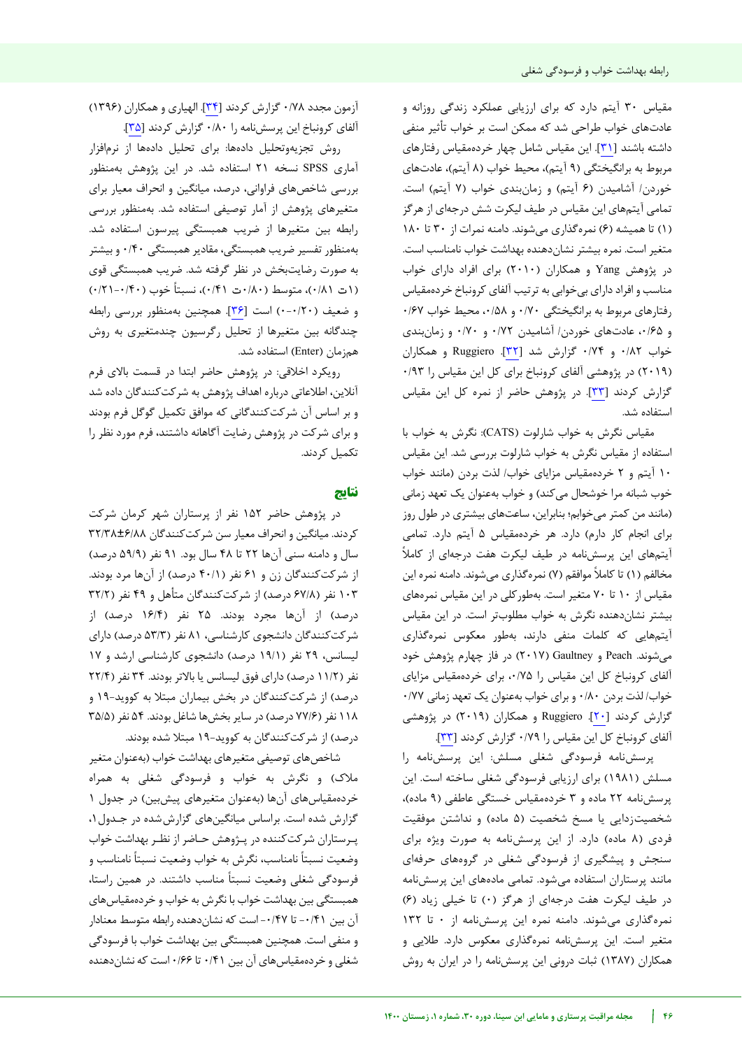مقیاس ۳۰ آیتم دارد که برای ارزیابی عملکرد زندگی روزانه و عادت‌های خواب طراحی شد که ممکن است بر خواب تأثیر منفی داشته باشند [۳۱]. این مقیاس شامل چهار خرده‌مقیاس رفتارهای مربوط به برانگیختگی (۹ آیتم)، محیط خواب (۸ آیتم)، عادت‌های خوردن/ آشامیدن (۶ آیتم) و زمان‌بندی خواب (۷ آیتم) است. تمامی آیتم‌های این مقیاس در طیف لیکرت شش درجه‌ای از هرگز (۱) تا همیشه (۶) نمره‌گذاری می‌شوند. دامنه نمرات از ۳۰ تا ۱۸۰ متغیر است. نمره بیشتر نشان‌دهنده بهداشت خواب نامناسب است. در پژوهش Yang و همکاران (۲۰۱۰) برای افراد دارای خواب مناسب و افراد دارای بی‌خوابی به ترتیب آلفای کرونباخ خرده‌مقیاس رفتارهای مربوط به برانگیختگی ۰/۷۰ و ۰/۵۸، محیط خواب ۰/۶۷ و ۰/۶۵، عادت‌های خوردن/ آشامیدن ۰/۷۲ و ۰/۷۰ و زمان‌بندی خواب ۰/۸۲ و ۰/۷۴ گزارش شد [۳۲]. Ruggiero و همکاران (۲۰۱۹) در پژوهشی آلفای کرونباخ برای کل این مقیاس را ۰/۹۳ گزارش کردند [۳۳]. در پژوهش حاضر از نمره کل این مقیاس استفاده شد.

مقیاس نگرش به خواب شارلوت (CATS): نگرش به خواب با استفاده از مقیاس نگرش به خواب شارلوت بررسی شد. این مقیاس ۱۰ آیتم و ۲ خرده‌مقیاس مزایای خواب/ لذت بردن (مانند خواب خوب شبانه مرا خوشحال می‌کند) و خواب به‌عنوان یک تعهد زمانی (مانند من کمتر می‌خوابم؛ بنابراین، ساعت‌های بیشتری در طول روز برای انجام کار دارم) دارد. هر خرده‌مقیاس ۵ آیتم دارد. تمامی آیتم‌های این پرسش‌نامه در طیف لیکرت هفت درجه‌ای از کاملاً مخالفم (۱) تا کاملاً موافقم (۷) نمره‌گذاری می‌شوند. دامنه نمره این مقیاس از ۱۰ تا ۷۰ متغیر است. به‌طورکلی در این مقیاس نمره‌های بیشتر نشان‌دهنده نگرش به خواب مطلوب‌تر است. در این مقیاس آیتم‌هایی که کلمات منفی دارند، به‌طور معکوس نمره‌گذاری می‌شوند. Peach و Gaultney (۲۰۱۷) در فاز چهارم پژوهش خود آلفای کرونباخ کل این مقیاس را ۰/۷۵، برای خرده‌مقیاس مزایای خواب/ لذت بردن ۰/۸۰ و برای خواب به‌عنوان یک تعهد زمانی ۰/۷۷ گزارش کردند [۲۰]. Ruggiero و همکاران (۲۰۱۹) در پژوهشی آلفای کرونباخ کل این مقیاس را ۰/۷۹ گزارش کردند [۳۳].

پرسش‌نامه فرسودگی شغلی مسلش: این پرسش‌نامه را مسلش (۱۹۸۱) برای ارزیابی فرسودگی شغلی ساخته است. این پرسش‌نامه ۲۲ ماده و ۳ خرده‌مقیاس خستگی عاطفی (۹ ماده)، شخصیت‌زدایی یا مسخ شخصیت (۵ ماده) و نداشتن موفقیت فردی (۸ ماده) دارد. از این پرسش‌نامه به صورت ویژه برای سنجش و پیشگیری از فرسودگی شغلی در گروه‌های حرفه‌ای مانند پرستاران استفاده می‌شود. تمامی ماده‌های این پرسش‌نامه در طیف لیکرت هفت درجه‌ای از هرگز (۰) تا خیلی زیاد (۶) نمره‌گذاری می‌شوند. دامنه نمره این پرسش‌نامه از ۰ تا ۱۳۲ متغیر است. این پرسش‌نامه نمره‌گذاری معکوس دارد. طلایی و همکاران (۱۳۸۷) ثبات درونی این پرسش‌نامه را در ایران به روش آزمون مجدد ۰/۷۸ گزارش کردند [۳۴]. الهیاری و همکاران (۱۳۹۶) آلفای کرونباخ این پرسش‌نامه را ۰/۸۰ گزارش کردند [۳۵].

روش تجزیه‌وتحلیل داده‌ها: برای تحلیل داده‌ها از نرم‌افزار آماری SPSS نسخه ۲۱ استفاده شد. در این پژوهش به‌منظور بررسی شاخص‌های فراوانی، درصد، میانگین و انحراف معیار برای متغیرهای پژوهش از آمار توصیفی استفاده شد. به‌منظور بررسی رابطه بین متغیرها از ضریب همبستگی پیرسون استفاده شد. به‌منظور تفسیر ضریب همبستگی، مقادیر همبستگی ۰/۴۰ و بیشتر به صورت رضایت‌بخش در نظر گرفته شد. ضریب همبستگی قوی (۱ تا ۰/۸۱)، متوسط (۰/۸۰ تا ۰/۴۱)، نسبتاً خوب (۰/۴۰-۰/۲۱) و ضعیف (۰/۲۰-۰) است [۳۶]. همچنین به‌منظور بررسی رابطه چندگانه بین متغیرها از تحلیل رگرسیون چندمتغیری به روش هم‌زمان (Enter) استفاده شد.

رویکرد اخلاقی: در پژوهش حاضر ابتدا در قسمت بالای فرم آنلاین، اطلاعاتی درباره اهداف پژوهش به شرکت‌کنندگان داده شد و بر اساس آن شرکت‌کنندگانی که موافق تکمیل گوگل فرم بودند و برای شرکت در پژوهش رضایت آگاهانه داشتند، فرم مورد نظر را تکمیل کردند.

## نتایج

در پژوهش حاضر ۱۵۲ نفر از پرستاران شهر کرمان شرکت کردند. میانگین و انحراف معیار سن شرکت‌کنندگان ۶/۸۸±۳۲/۳۸ سال و دامنه سنی آن‌ها ۲۲ تا ۴۸ سال بود. ۹۱ نفر (۵۹/۹ درصد) از شرکت‌کنندگان زن و ۶۱ نفر (۴۰/۱ درصد) از آن‌ها مرد بودند. ۱۰۳ نفر (۶۷/۸ درصد) از شرکت‌کنندگان متأهل و ۴۹ نفر (۳۲/۲ درصد) از آن‌ها مجرد بودند. ۲۵ نفر (۱۶/۴ درصد) از شرکت‌کنندگان دانشجوی کارشناسی، ۸۱ نفر (۵۳/۳ درصد) دارای لیسانس، ۲۹ نفر (۱۹/۱ درصد) دانشجوی کارشناسی ارشد و ۱۷ نفر (۱۱/۲ درصد) دارای فوق لیسانس یا بالاتر بودند. ۳۴ نفر (۲۲/۴ درصد) از شرکت‌کنندگان در بخش بیماران مبتلا به کووید-۱۹ و ۱۱۸ نفر (۷۷/۶ درصد) در سایر بخش‌ها شاغل بودند. ۵۴ نفر (۳۵/۵ درصد) از شرکت‌کنندگان به کووید-۱۹ مبتلا شده بودند.

شاخص‌های توصیفی متغیرهای بهداشت خواب (به‌عنوان متغیر ملاک) و نگرش به خواب و فرسودگی شغلی به همراه خرده‌مقیاس‌های آن‌ها (به‌عنوان متغیرهای پیش‌بین) در جدول ۱ گزارش شده است. براساس میانگین‌های گزارش‌شده در جدول ۱، پرستاران شرکت‌کننده در پژوهش حاضر از نظر بهداشت خواب وضعیت نسبتاً نامناسب، نگرش به خواب وضعیت نسبتاً نامناسب و فرسودگی شغلی وضعیت نسبتاً مناسب داشتند. در همین راستا، همبستگی بین بهداشت خواب با نگرش به خواب و خرده‌مقیاس‌های آن بین ۰/۴۱- تا ۰/۴۷- است که نشان‌دهنده رابطه متوسط معنادار و منفی است. همچنین همبستگی بین بهداشت خواب با فرسودگی شغلی و خرده‌مقیاس‌های آن بین ۰/۴۱ تا ۰/۶۶ است که نشان‌دهنده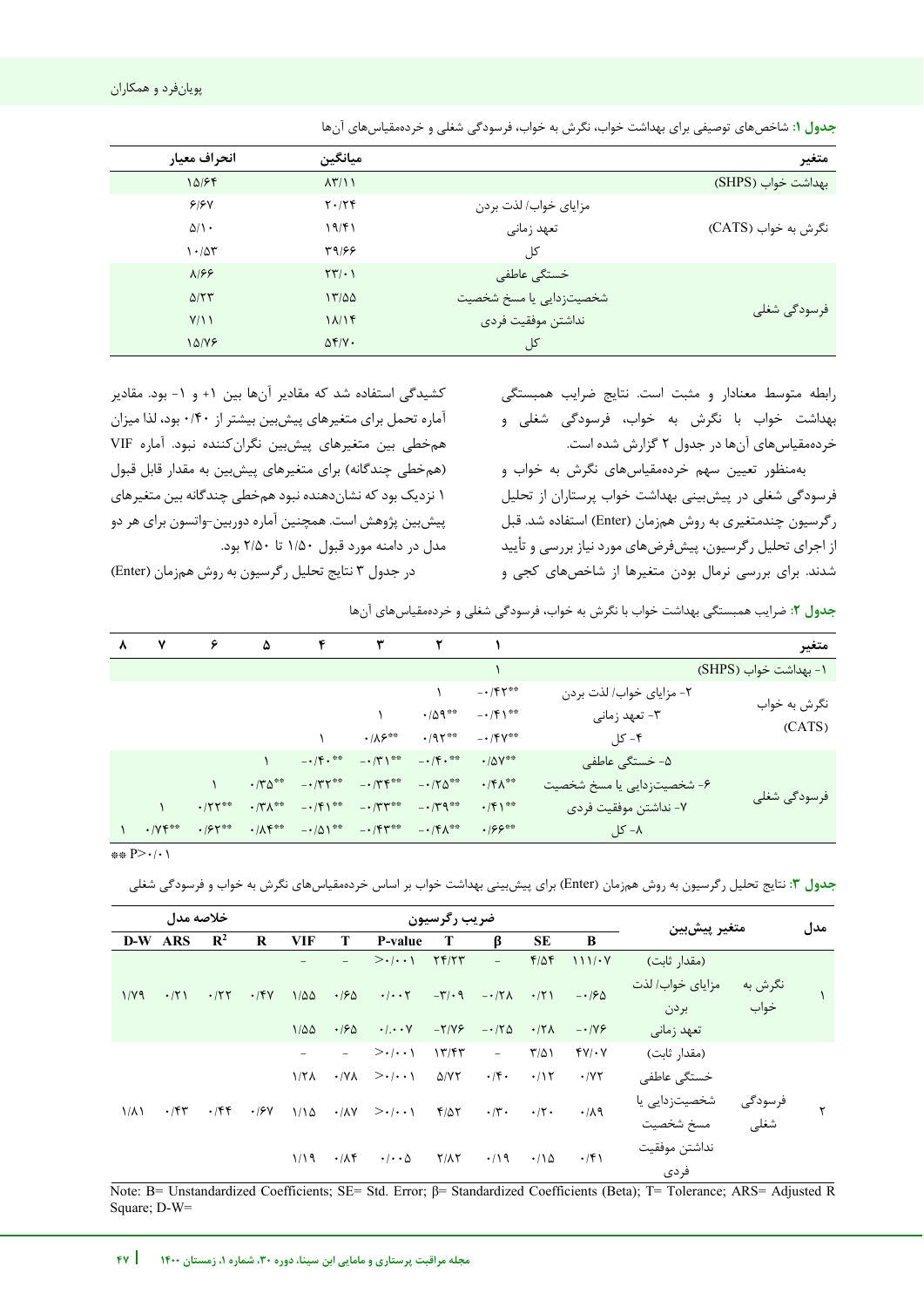**جدول ۱**: شاخص‌های توصیفی برای بهداشت خواب، نگرش به خواب، فرسودگی شغلی و خرده‌مقیاس‌های آن‌ها

| متغیر | | میانگین | انحراف معیار |
|---|---|---|---|
| بهداشت خواب (SHPS) | | ۸۳/۱۱ | ۱۵/۶۴ |
| نگرش به خواب (CATS) | مزایای خواب/ لذت بردن | ۲۰/۲۴ | ۶/۶۷ |
| | تعهد زمانی | ۱۹/۴۱ | ۵/۱۰ |
| | کل | ۳۹/۶۶ | ۱۰/۵۳ |
| فرسودگی شغلی | خستگی عاطفی | ۲۳/۰۱ | ۸/۶۶ |
| | شخصیت‌زدایی یا مسخ شخصیت | ۱۳/۵۵ | ۵/۲۳ |
| | نداشتن موفقیت فردی | ۱۸/۱۴ | ۷/۱۱ |
| | کل | ۵۴/۷۰ | ۱۵/۷۶ |

رابطه متوسط معنادار و مثبت است. نتایج ضرایب همبستگی بهداشت خواب با نگرش به خواب، فرسودگی شغلی و خرده‌مقیاس‌های آن‌ها در جدول ۲ گزارش شده است.

به‌منظور تعیین سهم خرده‌مقیاس‌های نگرش به خواب و فرسودگی شغلی در پیش‌بینی بهداشت خواب پرستاران از تحلیل رگرسیون چندمتغیری به روش همزمان (Enter) استفاده شد. قبل از اجرای تحلیل رگرسیون، پیش‌فرض‌های مورد نیاز بررسی و تأیید شدند. برای بررسی نرمال بودن متغیرها از شاخص‌های کجی و کشیدگی استفاده شد که مقادیر آن‌ها بین ۱+ و ۱- بود. مقادیر آماره تحمل برای متغیرهای پیش‌بین بیشتر از ۰/۴۰ بود، لذا میزان هم‌خطی بین متغیرهای پیش‌بین نگران‌کننده نبود. آماره VIF (هم‌خطی چندگانه) برای متغیرهای پیش‌بین به مقدار قابل قبول ۱ نزدیک بود که نشان‌دهنده نبود هم‌خطی چندگانه بین متغیرهای پیش‌بین پژوهش است. همچنین آماره دوربین-واتسون برای هر دو مدل در دامنه مورد قبول ۱/۵۰ تا ۲/۵۰ بود.

در جدول ۳ نتایج تحلیل رگرسیون به روش همزمان (Enter)

**جدول ۲**: ضرایب همبستگی بهداشت خواب با نگرش به خواب، فرسودگی شغلی و خرده‌مقیاس‌های آن‌ها

| متغیر | | ۱ | ۲ | ۳ | ۴ | ۵ | ۶ | ۷ | ۸ |
|---|---|---|---|---|---|---|---|---|---|
| ۱- بهداشت خواب (SHPS) | | ۱ | | | | | | | |
| نگرش به خواب (CATS) | ۲- مزایای خواب/ لذت بردن | \*\*۰/۴۲- | ۱ | | | | | | |
| | ۳- تعهد زمانی | \*\*۰/۴۱- | \*\*۰/۵۹ | ۱ | | | | | |
| | ۴- کل | \*\*۰/۴۷- | \*\*۰/۹۲ | \*\*۰/۸۶ | ۱ | | | | |
| فرسودگی شغلی | ۵- خستگی عاطفی | \*\*۰/۵۷ | \*\*۰/۴۰- | \*\*۰/۳۱- | \*\*۰/۴۰- | ۱ | | | |
| | ۶- شخصیت‌زدایی یا مسخ شخصیت | \*\*۰/۴۸ | \*\*۰/۲۵- | \*\*۰/۳۴- | \*\*۰/۳۲- | \*\*۰/۳۵ | ۱ | | |
| | ۷- نداشتن موفقیت فردی | \*\*۰/۴۱ | \*\*۰/۳۹- | \*\*۰/۳۳- | \*\*۰/۴۱- | \*\*۰/۳۸ | \*\*۰/۲۲ | ۱ | |
| | ۸- کل | \*\*۰/۶۶ | \*\*۰/۴۸- | \*\*۰/۴۳- | \*\*۰/۵۱- | \*\*۰/۸۴ | \*\*۰/۶۲ | \*\*۰/۷۴ | ۱ |

\*\* P>۰/۰۱

**جدول ۳**: نتایج تحلیل رگرسیون به روش همزمان (Enter) برای پیش‌بینی بهداشت خواب بر اساس خرده‌مقیاس‌های نگرش به خواب و فرسودگی شغلی

| مدل | متغیر پیش‌بین | | ضریب رگرسیون B | SE | β | T | P-value | T | VIF | خلاصه مدل R | $R^2$ | ARS | D-W |
|---|---|---|---|---|---|---|---|---|---|---|---|---|---|
| ۱ | نگرش به خواب | (مقدار ثابت) | ۱۱۱/۰۷ | ۴/۵۴ | – | ۲۴/۲۳ | >۰/۰۰۱ | – | – | ۰/۴۷ | ۰/۲۲ | ۰/۲۱ | ۱/۷۹ |
| | | مزایای خواب/ لذت بردن | ۰/۶۵- | ۰/۲۱ | ۰/۲۸- | ۳/۰۹- | ۰/۰۰۲ | ۰/۶۵ | ۱/۵۵ | | | | |
| | | تعهد زمانی | ۰/۷۶- | ۰/۲۸ | ۰/۲۵- | ۲/۷۶- | ۰/۰۰۷ | ۰/۶۵ | ۱/۵۵ | | | | |
| ۲ | فرسودگی شغلی | (مقدار ثابت) | ۴۷/۰۷ | ۳/۵۱ | – | ۱۳/۴۳ | >۰/۰۰۱ | – | – | ۰/۶۷ | ۰/۴۴ | ۰/۴۳ | ۱/۸۱ |
| | | خستگی عاطفی | ۰/۷۲ | ۰/۱۲ | ۰/۴۰ | ۵/۷۲ | >۰/۰۰۱ | ۰/۷۸ | ۱/۲۸ | | | | |
| | | شخصیت‌زدایی یا مسخ شخصیت | ۰/۸۹ | ۰/۲۰ | ۰/۳۰ | ۴/۵۲ | >۰/۰۰۱ | ۰/۸۷ | ۱/۱۵ | | | | |
| | | نداشتن موفقیت فردی | ۰/۴۱ | ۰/۱۵ | ۰/۱۹ | ۲/۸۲ | ۰/۰۰۵ | ۰/۸۴ | ۱/۱۹ | | | | |

Note: B= Unstandardized Coefficients; SE= Std. Error; β= Standardized Coefficients (Beta); T= Tolerance; ARS= Adjusted R Square; D-W=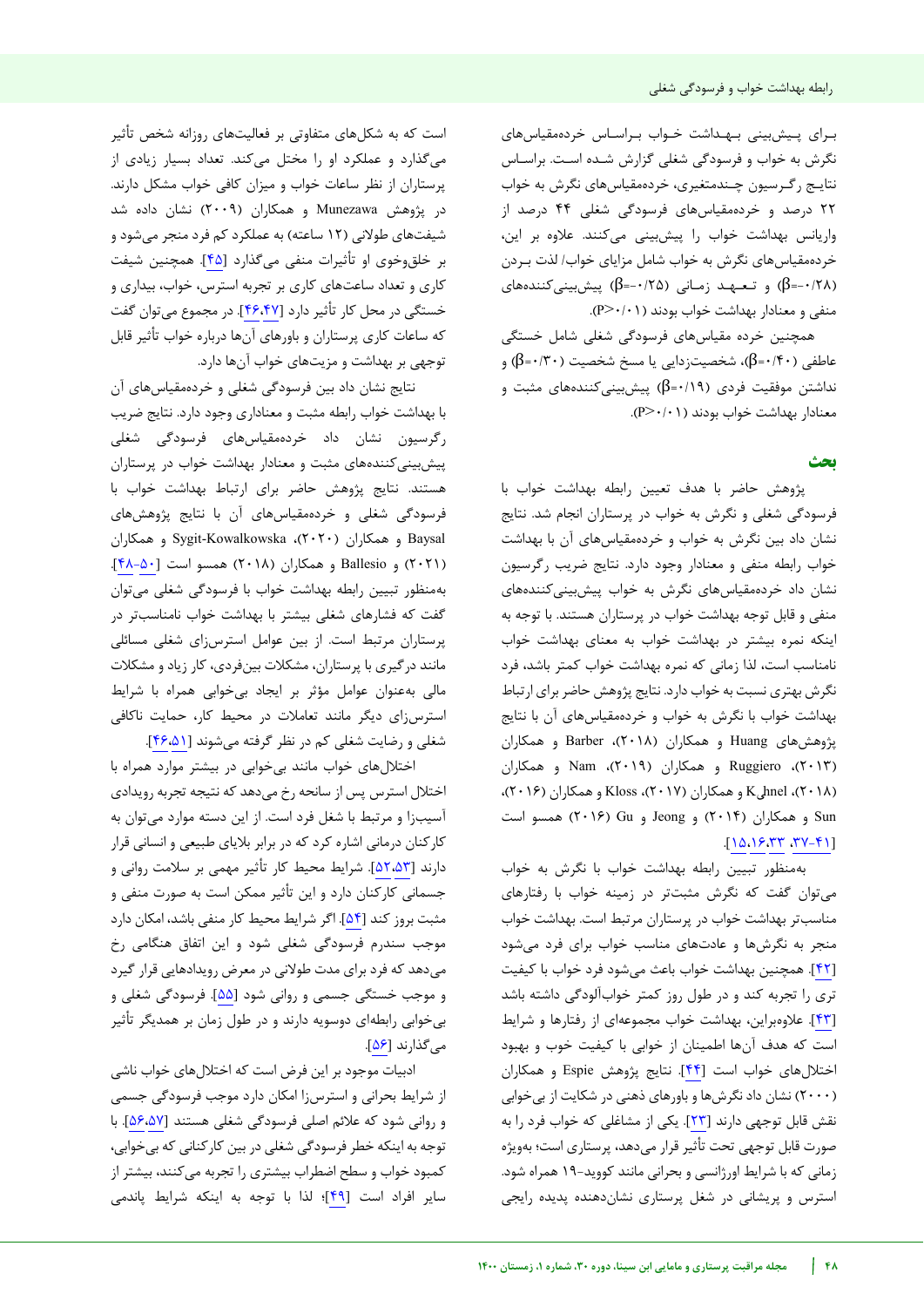برای پیش‌بینی بهداشت خواب براساس خرده‌مقیاس‌های نگرش به خواب و فرسودگی شغلی گزارش شده است. براساس نتایج رگرسیون چندمتغیری، خرده‌مقیاس‌های نگرش به خواب ۲۲ درصد و خرده‌مقیاس‌های فرسودگی شغلی ۴۴ درصد از واریانس بهداشت خواب را پیش‌بینی می‌کنند. علاوه بر این، خرده‌مقیاس‌های نگرش به خواب شامل مزایای خواب/ لذت بردن (β=-۰/۲۸) و تعهد زمانی (β=-۰/۲۵) پیش‌بینی‌کننده‌های منفی و معنادار بهداشت خواب بودند (P>۰/۰۱).

همچنین خرده مقیاس‌های فرسودگی شغلی شامل خستگی عاطفی (β=۰/۴۰)، شخصیت‌زدایی یا مسخ شخصیت (β=۰/۳۰) و نداشتن موفقیت فردی (β=۰/۱۹) پیش‌بینی‌کننده‌های مثبت و معنادار بهداشت خواب بودند (P>۰/۰۱).

## بحث

پژوهش حاضر با هدف تعیین رابطه بهداشت خواب با فرسودگی شغلی و نگرش به خواب در پرستاران انجام شد. نتایج نشان داد بین نگرش به خواب و خرده‌مقیاس‌های آن با بهداشت خواب رابطه منفی و معنادار وجود دارد. نتایج ضریب رگرسیون نشان داد خرده‌مقیاس‌های نگرش به خواب پیش‌بینی‌کننده‌های منفی و قابل توجه بهداشت خواب در پرستاران هستند. با توجه به اینکه نمره بیشتر در بهداشت خواب به معنای بهداشت خواب نامناسب است، لذا زمانی که نمره بهداشت خواب کمتر باشد، فرد نگرش بهتری نسبت به خواب دارد. نتایج پژوهش حاضر برای ارتباط بهداشت خواب با نگرش به خواب و خرده‌مقیاس‌های آن با نتایج پژوهش‌های Huang و همکاران (۲۰۱۸)، Barber و همکاران (۲۰۱۳)، Ruggiero و همکاران (۲۰۱۹)، Nam و همکاران (۲۰۱۸)، Kühnel و همکاران (۲۰۱۷)، Kloss و همکاران (۲۰۱۶)، Sun و همکاران (۲۰۱۴) و Jeong و Gu (۲۰۱۶) همسو است [۳۷-۴۱، ۳۳، ۱۶، ۱۵].

به‌منظور تبیین رابطه بهداشت خواب با نگرش به خواب می‌توان گفت که نگرش مثبت‌تر در زمینه خواب با رفتارهای مناسب‌تر بهداشت خواب در پرستاران مرتبط است. بهداشت خواب منجر به نگرش‌ها و عادت‌های مناسب خواب برای فرد می‌شود [۴۲]. همچنین بهداشت خواب باعث می‌شود فرد خواب با کیفیت تری را تجربه کند و در طول روز کمتر خواب‌آلودگی داشته باشد [۴۳]. علاوه‌براین، بهداشت خواب مجموعه‌ای از رفتارها و شرایط است که هدف آن‌ها اطمینان از خوابی با کیفیت خوب و بهبود اختلال‌های خواب است [۴۴]. نتایج پژوهش Espie و همکاران (۲۰۰۰) نشان داد نگرش‌ها و باورهای ذهنی در شکایت از بی‌خوابی نقش قابل توجهی دارند [۲۳]. یکی از مشاغلی که خواب فرد را به صورت قابل توجهی تحت تأثیر قرار می‌دهد، پرستاری است؛ به‌ویژه زمانی که با شرایط اورژانسی و بحرانی مانند کووید-۱۹ همراه شود. استرس و پریشانی در شغل پرستاری نشان‌دهنده پدیده رایجی است که به شکل‌های متفاوتی بر فعالیت‌های روزانه شخص تأثیر می‌گذارد و عملکرد او را مختل می‌کند. تعداد بسیار زیادی از پرستاران از نظر ساعات خواب و میزان کافی خواب مشکل دارند. در پژوهش Munezawa و همکاران (۲۰۰۹) نشان داده شد شیفت‌های طولانی (۱۲ ساعته) به عملکرد کم فرد منجر می‌شود و بر خلق‌وخوی او تأثیرات منفی می‌گذارد [۴۵]. همچنین شیفت کاری و تعداد ساعت‌های کاری بر تجربه استرس، خواب، بیداری و خستگی در محل کار تأثیر دارد [۴۶،۴۷]. در مجموع می‌توان گفت که ساعات کاری پرستاران و باورهای آن‌ها درباره خواب تأثیر قابل توجهی بر بهداشت و مزیت‌های خواب آن‌ها دارد.

نتایج نشان داد بین فرسودگی شغلی و خرده‌مقیاس‌های آن با بهداشت خواب رابطه مثبت و معناداری وجود دارد. نتایج ضریب رگرسیون نشان داد خرده‌مقیاس‌های فرسودگی شغلی پیش‌بینی‌کننده‌های مثبت و معنادار بهداشت خواب در پرستاران هستند. نتایج پژوهش حاضر برای ارتباط بهداشت خواب با فرسودگی شغلی و خرده‌مقیاس‌های آن با نتایج پژوهش‌های Baysal و همکاران (۲۰۲۰)، Sygit-Kowalkowska و همکاران (۲۰۲۱) و Ballesio و همکاران (۲۰۱۸) همسو است [۴۸-۵۰]. به‌منظور تبیین رابطه بهداشت خواب با فرسودگی شغلی می‌توان گفت که فشارهای شغلی بیشتر با بهداشت خواب نامناسب‌تر در پرستاران مرتبط است. از بین عوامل استرس‌زای شغلی مسائلی مانند درگیری با پرستاران، مشکلات بین‌فردی، کار زیاد و مشکلات مالی به‌عنوان عوامل مؤثر بر ایجاد بی‌خوابی همراه با شرایط استرس‌زای دیگر مانند تعاملات در محیط کار، حمایت ناکافی شغلی و رضایت شغلی کم در نظر گرفته می‌شوند [۴۶،۵۱].

اختلال‌های خواب مانند بی‌خوابی در بیشتر موارد همراه با اختلال استرس پس از سانحه رخ می‌دهد که نتیجه تجربه رویدادی آسیب‌زا و مرتبط با شغل فرد است. از این دسته موارد می‌توان به کارکنان درمانی اشاره کرد که در برابر بلایای طبیعی و انسانی قرار دارند [۵۲،۵۳]. شرایط محیط کار تأثیر مهمی بر سلامت روانی و جسمانی کارکنان دارد و این تأثیر ممکن است به صورت منفی و مثبت بروز کند [۵۴]. اگر شرایط محیط کار منفی باشد، امکان دارد موجب سندرم فرسودگی شغلی شود و این اتفاق هنگامی رخ می‌دهد که فرد برای مدت طولانی در معرض رویدادهایی قرار گیرد و موجب خستگی جسمی و روانی شود [۵۵]. فرسودگی شغلی و بی‌خوابی رابطه‌ای دوسویه دارند و در طول زمان بر همدیگر تأثیر می‌گذارند [۵۶].

ادبیات موجود بر این فرض است که اختلال‌های خواب ناشی از شرایط بحرانی و استرس‌زا امکان دارد موجب فرسودگی جسمی و روانی شود که علائم اصلی فرسودگی شغلی هستند [۵۶،۵۷]. با توجه به اینکه خطر فرسودگی شغلی در بین کارکنانی که بی‌خوابی، کمبود خواب و سطح اضطراب بیشتری را تجربه می‌کنند، بیشتر از سایر افراد است [۴۹]؛ لذا با توجه به اینکه شرایط پاندمی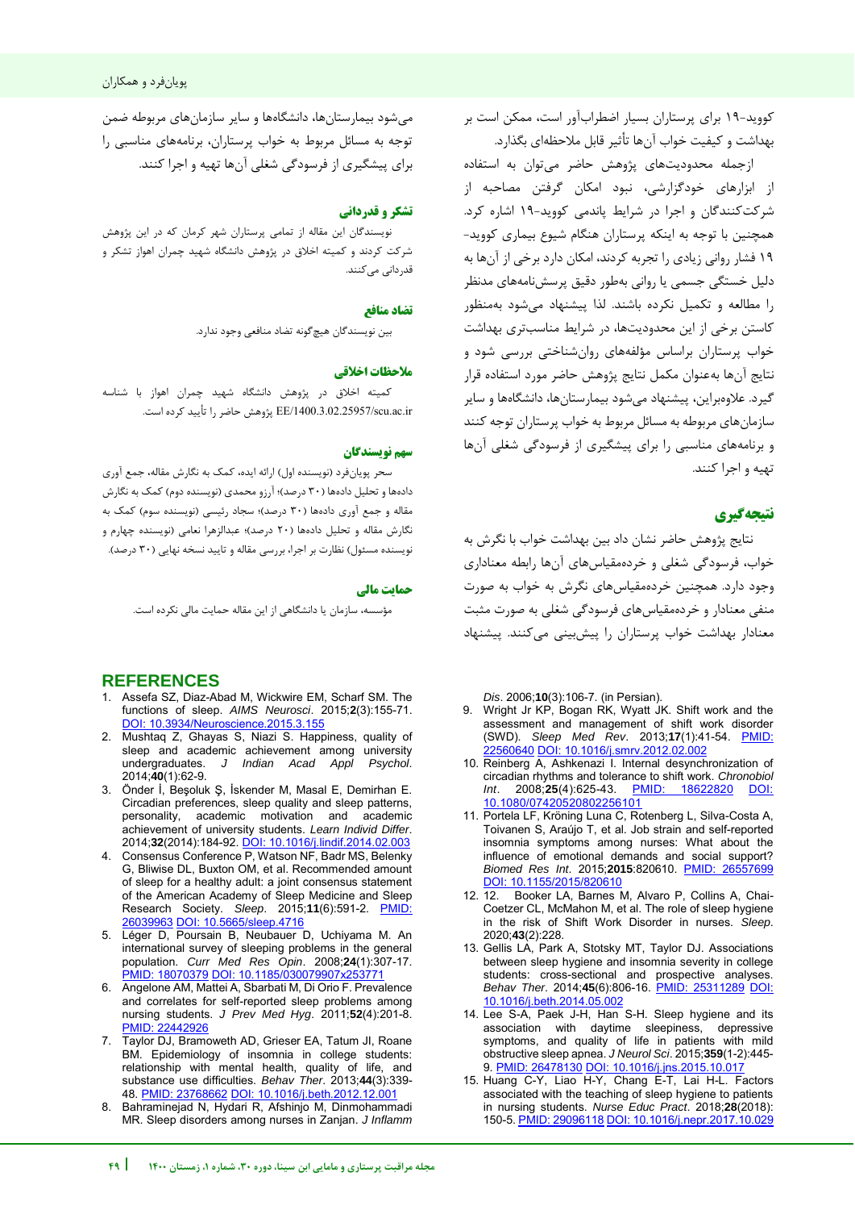کووید-۱۹ برای پرستاران بسیار اضطراب‌آور است، ممکن است بر بهداشت و کیفیت خواب آن‌ها تأثیر قابل ملاحظه‌ای بگذارد.

ازجمله محدودیت‌های پژوهش حاضر می‌توان به استفاده از ابزارهای خودگزارشی، نبود امکان گرفتن مصاحبه از شرکت‌کنندگان و اجرا در شرایط پاندمی کووید-۱۹ اشاره کرد. همچنین با توجه به اینکه پرستاران هنگام شیوع بیماری کووید-۱۹ فشار روانی زیادی را تجربه کردند، امکان دارد برخی از آن‌ها به دلیل خستگی جسمی یا روانی به‌طور دقیق پرسش‌نامه‌های مدنظر را مطالعه و تکمیل نکرده باشند. لذا پیشنهاد می‌شود به‌منظور کاستن برخی از این محدودیت‌ها، در شرایط مناسب‌تری بهداشت خواب پرستاران براساس مؤلفه‌های روان‌شناختی بررسی شود و نتایج آن‌ها به‌عنوان مکمل نتایج پژوهش حاضر مورد استفاده قرار گیرد. علاوه‌براین، پیشنهاد می‌شود بیمارستان‌ها، دانشگاه‌ها و سایر سازمان‌های مربوطه به مسائل مربوط به خواب پرستاران توجه کنند و برنامه‌های مناسبی را برای پیشگیری از فرسودگی شغلی آن‌ها تهیه و اجرا کنند.

## نتیجه‌گیری

نتایج پژوهش حاضر نشان داد بین بهداشت خواب با نگرش به خواب، فرسودگی شغلی و خرده‌مقیاس‌های آن‌ها رابطه معناداری وجود دارد. همچنین خرده‌مقیاس‌های نگرش به خواب به صورت منفی معنادار و خرده‌مقیاس‌های فرسودگی شغلی به صورت مثبت معنادار بهداشت خواب پرستاران را پیش‌بینی می‌کنند. پیشنهاد می‌شود بیمارستان‌ها، دانشگاه‌ها و سایر سازمان‌های مربوطه ضمن توجه به مسائل مربوط به خواب پرستاران، برنامه‌های مناسبی را برای پیشگیری از فرسودگی شغلی آن‌ها تهیه و اجرا کنند.

## تشکر و قدردانی

نویسندگان این مقاله از تمامی پرستاران شهر کرمان که در این پژوهش شرکت کردند و کمیته اخلاق در پژوهش دانشگاه شهید چمران اهواز تشکر و قدردانی می‌کنند.

## تضاد منافع

بین نویسندگان هیچ‌گونه تضاد منافعی وجود ندارد.

## ملاحظات اخلاقی

کمیته اخلاق در پژوهش دانشگاه شهید چمران اهواز با شناسه EE/1400.3.02.25957/scu.ac.ir پژوهش حاضر را تأیید کرده است.

## سهم نویسندگان

سحر پویانفرد (نویسنده اول) ارائه ایده، کمک به نگارش مقاله، جمع آوری داده‌ها و تحلیل داده‌ها (۳۰ درصد)؛ آرزو محمدی (نویسنده دوم) کمک به نگارش مقاله و جمع آوری داده‌ها (۳۰ درصد)؛ سجاد رئیسی (نویسنده سوم) کمک به نگارش مقاله و تحلیل داده‌ها (۲۰ درصد)؛ عبدالزهرا نعامی (نویسنده چهارم و نویسنده مسئول) نظارت بر اجرا، بررسی مقاله و تایید نسخه نهایی (۳۰ درصد).

## حمایت مالی

مؤسسه، سازمان یا دانشگاهی از این مقاله حمایت مالی نکرده است.

## REFERENCES

1. Assefa SZ, Diaz-Abad M, Wickwire EM, Scharf SM. The functions of sleep. *AIMS Neurosci*. 2015;**2**(3):155-71. DOI: 10.3934/Neuroscience.2015.3.155
2. Mushtaq Z, Ghayas S, Niazi S. Happiness, quality of sleep and academic achievement among university undergraduates. *J Indian Acad Appl Psychol*. 2014;**40**(1):62-9.
3. Önder İ, Beşoluk Ş, İskender M, Masal E, Demirhan E. Circadian preferences, sleep quality and sleep patterns, personality, academic motivation and academic achievement of university students. *Learn Individ Differ*. 2014;**32**(2014):184-92. DOI: 10.1016/j.lindif.2014.02.003
4. Consensus Conference P, Watson NF, Badr MS, Belenky G, Bliwise DL, Buxton OM, et al. Recommended amount of sleep for a healthy adult: a joint consensus statement of the American Academy of Sleep Medicine and Sleep Research Society. *Sleep*. 2015;**11**(6):591-2. PMID: 26039963 DOI: 10.5665/sleep.4716
5. Léger D, Poursain B, Neubauer D, Uchiyama M. An international survey of sleeping problems in the general population. *Curr Med Res Opin*. 2008;**24**(1):307-17. PMID: 18070379 DOI: 10.1185/030079907x253771
6. Angelone AM, Mattei A, Sbarbati M, Di Orio F. Prevalence and correlates for self-reported sleep problems among nursing students. *J Prev Med Hyg*. 2011;**52**(4):201-8. PMID: 22442926
7. Taylor DJ, Bramoweth AD, Grieser EA, Tatum JI, Roane BM. Epidemiology of insomnia in college students: relationship with mental health, quality of life, and substance use difficulties. *Behav Ther*. 2013;**44**(3):339-48. PMID: 23768662 DOI: 10.1016/j.beth.2012.12.001
8. Bahraminejad N, Hydari R, Afshinjo M, Dinmohammadi MR. Sleep disorders among nurses in Zanjan. *J Inflamm Dis*. 2006;**10**(3):106-7. (in Persian).
9. Wright Jr KP, Bogan RK, Wyatt JK. Shift work and the assessment and management of shift work disorder (SWD). *Sleep Med Rev*. 2013;**17**(1):41-54. PMID: 22560640 DOI: 10.1016/j.smrv.2012.02.002
10. Reinberg A, Ashkenazi I. Internal desynchronization of circadian rhythms and tolerance to shift work. *Chronobiol Int*. 2008;**25**(4):625-43. PMID: 18622820 DOI: 10.1080/07420520802256101
11. Portela LF, Kröning Luna C, Rotenberg L, Silva-Costa A, Toivanen S, Araújo T, et al. Job strain and self-reported insomnia symptoms among nurses: What about the influence of emotional demands and social support? *Biomed Res Int*. 2015;**2015**:820610. PMID: 26557699 DOI: 10.1155/2015/820610
12. 12. Booker LA, Barnes M, Alvaro P, Collins A, Chai-Coetzer CL, McMahon M, et al. The role of sleep hygiene in the risk of Shift Work Disorder in nurses. *Sleep*. 2020;**43**(2):228.
13. Gellis LA, Park A, Stotsky MT, Taylor DJ. Associations between sleep hygiene and insomnia severity in college students: cross-sectional and prospective analyses. *Behav Ther*. 2014;**45**(6):806-16. PMID: 25311289 DOI: 10.1016/j.beth.2014.05.002
14. Lee S-A, Paek J-H, Han S-H. Sleep hygiene and its association with daytime sleepiness, depressive symptoms, and quality of life in patients with mild obstructive sleep apnea. *J Neurol Sci*. 2015;**359**(1-2):445-9. PMID: 26478130 DOI: 10.1016/j.jns.2015.10.017
15. Huang C-Y, Liao H-Y, Chang E-T, Lai H-L. Factors associated with the teaching of sleep hygiene to patients in nursing students. *Nurse Educ Pract*. 2018;**28**(2018):150-5. PMID: 29096118 DOI: 10.1016/j.nepr.2017.10.029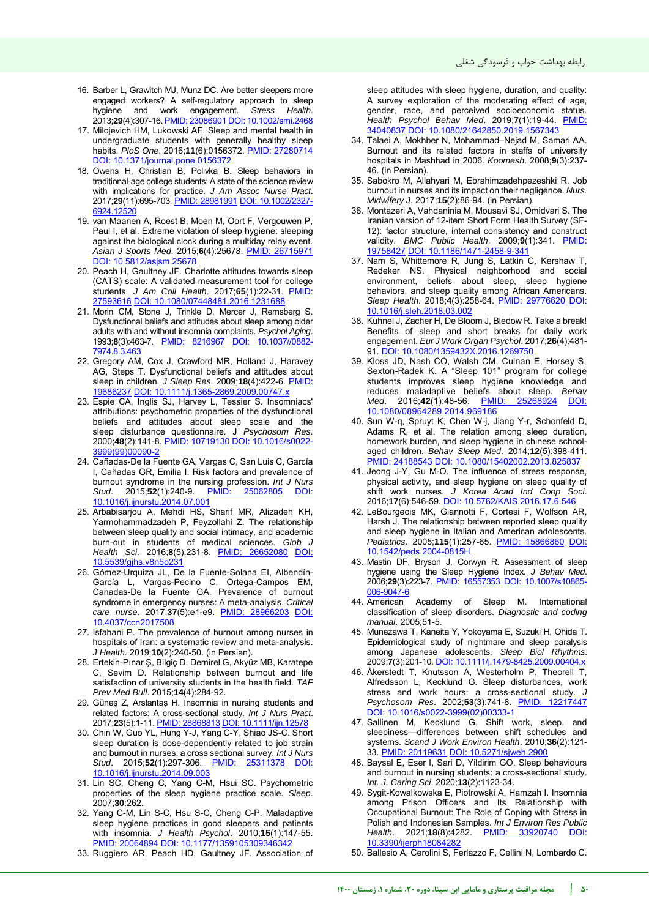16. Barber L, Grawitch MJ, Munz DC. Are better sleepers more engaged workers? A self-regulatory approach to sleep hygiene and work engagement. *Stress Health*. 2013;**29**(4):307-16. PMID: 23086901 DOI: 10.1002/smi.2468
17. Milojevich HM, Lukowski AF. Sleep and mental health in undergraduate students with generally healthy sleep habits. *PloS One*. 2016;**11**(6):0156372. PMID: 27280714 DOI: 10.1371/journal.pone.0156372
18. Owens H, Christian B, Polivka B. Sleep behaviors in traditional-age college students: A state of the science review with implications for practice. *J Am Assoc Nurse Pract*. 2017;**29**(11):695-703. PMID: 28981991 DOI: 10.1002/2327-6924.12520
19. van Maanen A, Roest B, Moen M, Oort F, Vergouwen P, Paul I, et al. Extreme violation of sleep hygiene: sleeping against the biological clock during a multiday relay event. *Asian J Sports Med*. 2015;**6**(4):25678. PMID: 26715971 DOI: 10.5812/asjsm.25678
20. Peach H, Gaultney JF. Charlotte attitudes towards sleep (CATS) scale: A validated measurement tool for college students. *J Am Coll Health*. 2017;**65**(1):22-31. PMID: 27593616 DOI: 10.1080/07448481.2016.1231688
21. Morin CM, Stone J, Trinkle D, Mercer J, Remsberg S. Dysfunctional beliefs and attitudes about sleep among older adults with and without insomnia complaints. *Psychol Aging*. 1993;**8**(3):463-7. PMID: 8216967 DOI: 10.1037//0882-7974.8.3.463
22. Gregory AM, Cox J, Crawford MR, Holland J, Haravey AG, Steps T. Dysfunctional beliefs and attitudes about sleep in children. *J Sleep Res*. 2009;**18**(4):422-6. PMID: 19686237 DOI: 10.1111/j.1365-2869.2009.00747.x
23. Espie CA, Inglis SJ, Harvey L, Tessier S. Insomniacs' attributions: psychometric properties of the dysfunctional beliefs and attitudes about sleep scale and the sleep disturbance questionnaire. *J Psychosom Res*. 2000;**48**(2):141-8. PMID: 10719130 DOI: 10.1016/s0022-3999(99)00090-2
24. Cañadas-De la Fuente GA, Vargas C, San Luis C, García I, Cañadas GR, Emilia I. Risk factors and prevalence of burnout syndrome in the nursing profession. *Int J Nurs Stud*. 2015;**52**(1):240-9. PMID: 25062805 DOI: 10.1016/j.ijnurstu.2014.07.001
25. Arbabisarjou A, Mehdi HS, Sharif MR, Alizadeh KH, Yarmohammadzadeh P, Feyzollahi Z. The relationship between sleep quality and social intimacy, and academic burn-out in students of medical sciences. *Glob J Health Sci*. 2016;**8**(5):231-8. PMID: 26652080 DOI: 10.5539/gjhs.v8n5p231
26. Gómez-Urquiza JL, De la Fuente-Solana EI, Albendín-García L, Vargas-Pecino C, Ortega-Campos EM, Canadas-De la Fuente GA. Prevalence of burnout syndrome in emergency nurses: A meta-analysis. *Critical care nurse*. 2017;**37**(5):e1-e9. PMID: 28966203 DOI: 10.4037/ccn2017508
27. Isfahani P. The prevalence of burnout among nurses in hospitals of Iran: a systematic review and meta-analysis. *J Health*. 2019;**10**(2):240-50. (in Persian).
28. Ertekin-Pınar Ş, Bilgiç D, Demirel G, Akyüz MB, Karatepe C, Sevim D. Relationship between burnout and life satisfaction of university students in the health field. *TAF Prev Med Bull*. 2015;**14**(4):284-92.
29. Güneş Z, Arslantaş H. Insomnia in nursing students and related factors: A cross-sectional study. *Int J Nurs Pract*. 2017;**23**(5):1-11. PMID: 28868813 DOI: 10.1111/ijn.12578
30. Chin W, Guo YL, Hung Y-J, Yang C-Y, Shiao JS-C. Short sleep duration is dose-dependently related to job strain and burnout in nurses: a cross sectional survey. *Int J Nurs Stud*. 2015;**52**(1):297-306. PMID: 25311378 DOI: 10.1016/j.ijnurstu.2014.09.003
31. Lin SC, Cheng C, Yang C-M, Hsui SC. Psychometric properties of the sleep hygiene practice scale. *Sleep*. 2007;**30**:262.
32. Yang C-M, Lin S-C, Hsu S-C, Cheng C-P. Maladaptive sleep hygiene practices in good sleepers and patients with insomnia. *J Health Psychol*. 2010;**15**(1):147-55. PMID: 20064894 DOI: 10.1177/1359105309346342
33. Ruggiero AR, Peach HD, Gaultney JF. Association of sleep attitudes with sleep hygiene, duration, and quality: A survey exploration of the moderating effect of age, gender, race, and perceived socioeconomic status. *Health Psychol Behav Med*. 2019;**7**(1):19-44. PMID: 34040837 DOI: 10.1080/21642850.2019.1567343
34. Talaei A, Mokhber N, Mohammad–Nejad M, Samari AA. Burnout and its related factors in staffs of university hospitals in Mashhad in 2006. *Koomesh*. 2008;**9**(3):237-46. (in Persian).
35. Sabokro M, Allahyari M, Ebrahimzadehpezeshki R. Job burnout in nurses and its impact on their negligence. *Nurs. Midwifery J*. 2017;**15**(2):86-94. (in Persian).
36. Montazeri A, Vahdaninia M, Mousavi SJ, Omidvari S. The Iranian version of 12-item Short Form Health Survey (SF-12): factor structure, internal consistency and construct validity. *BMC Public Health*. 2009;**9**(1):341. PMID: 19758427 DOI: 10.1186/1471-2458-9-341
37. Nam S, Whittemore R, Jung S, Latkin C, Kershaw T, Redeker NS. Physical neighborhood and social environment, beliefs about sleep, sleep hygiene behaviors, and sleep quality among African Americans. *Sleep Health*. 2018;**4**(3):258-64. PMID: 29776620 DOI: 10.1016/j.sleh.2018.03.002
38. Kühnel J, Zacher H, De Bloom J, Bledow R. Take a break! Benefits of sleep and short breaks for daily work engagement. *Eur J Work Organ Psychol*. 2017;**26**(4):481-91. DOI: 10.1080/1359432X.2016.1269750
39. Kloss JD, Nash CO, Walsh CM, Culnan E, Horsey S, Sexton-Radek K. A "Sleep 101" program for college students improves sleep hygiene knowledge and reduces maladaptive beliefs about sleep. *Behav Med*. 2016;**42**(1):48-56. PMID: 25268924 DOI: 10.1080/08964289.2014.969186
40. Sun W-q, Spruyt K, Chen W-j, Jiang Y-r, Schonfeld D, Adams R, et al. The relation among sleep duration, homework burden, and sleep hygiene in chinese school-aged children. *Behav Sleep Med*. 2014;**12**(5):398-411. PMID: 24188543 DOI: 10.1080/15402002.2013.825837
41. Jeong J-Y, Gu M-O. The influence of stress response, physical activity, and sleep hygiene on sleep quality of shift work nurses. *J Korea Acad Ind Coop Soci*. 2016;**17**(6):546-59. DOI: 10.5762/KAIS.2016.17.6.546
42. LeBourgeois MK, Giannotti F, Cortesi F, Wolfson AR, Harsh J. The relationship between reported sleep quality and sleep hygiene in Italian and American adolescents. *Pediatrics*. 2005;**115**(1):257-65. PMID: 15866860 DOI: 10.1542/peds.2004-0815H
43. Mastin DF, Bryson J, Corwyn R. Assessment of sleep hygiene using the Sleep Hygiene Index. *J Behav Med*. 2006;**29**(3):223-7. PMID: 16557353 DOI: 10.1007/s10865-006-9047-6
44. American Academy of Sleep M. International classification of sleep disorders. *Diagnostic and coding manual*. 2005;51-5.
45. Munezawa T, Kaneita Y, Yokoyama E, Suzuki H, Ohida T. Epidemiological study of nightmare and sleep paralysis among Japanese adolescents. *Sleep Biol Rhythms*. 2009;**7**(3):201-10. DOI: 10.1111/j.1479-8425.2009.00404.x
46. Åkerstedt T, Knutsson A, Westerholm P, Theorell T, Alfredsson L, Kecklund G. Sleep disturbances, work stress and work hours: a cross-sectional study. *J Psychosom Res*. 2002;**53**(3):741-8. PMID: 12217447 DOI: 10.1016/s0022-3999(02)00333-1
47. Sallinen M, Kecklund G. Shift work, sleep, and sleepiness—differences between shift schedules and systems. *Scand J Work Environ Health*. 2010;**36**(2):121-33. PMID: 20119631 DOI: 10.5271/sjweh.2900
48. Baysal E, Eser I, Sari D, Yildirim GO. Sleep behaviours and burnout in nursing students: a cross-sectional study. *Int. J. Caring Sci*. 2020;**13**(2):1123-34.
49. Sygit-Kowalkowska E, Piotrowski A, Hamzah I. Insomnia among Prison Officers and Its Relationship with Occupational Burnout: The Role of Coping with Stress in Polish and Indonesian Samples. *Int J Environ Res Public Health*. 2021;**18**(8):4282. PMID: 33920740 DOI: 10.3390/ijerph18084282
50. Ballesio A, Cerolini S, Ferlazzo F, Cellini N, Lombardo C.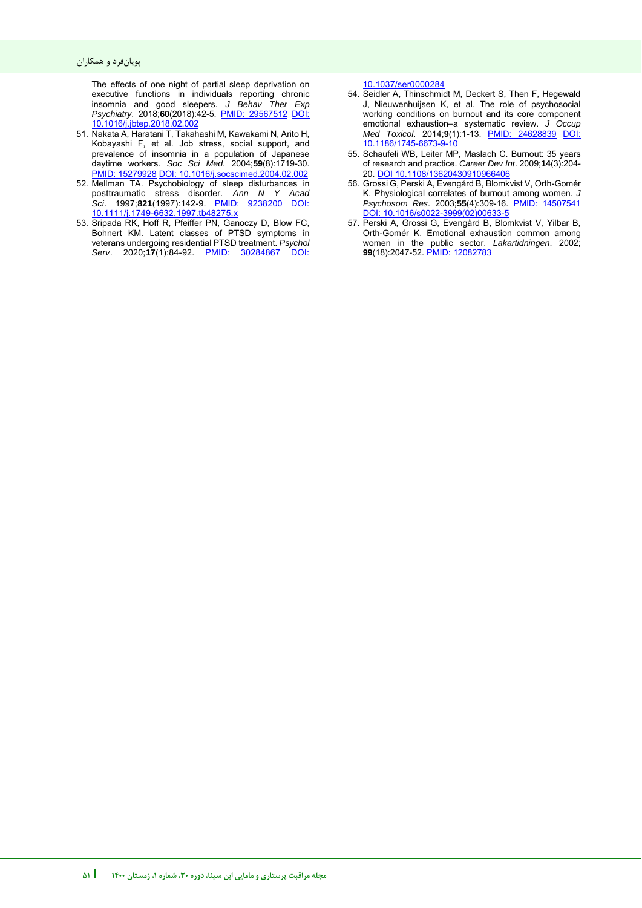The effects of one night of partial sleep deprivation on executive functions in individuals reporting chronic insomnia and good sleepers. *J Behav Ther Exp Psychiatry*. 2018;**60**(2018):42-5. PMID: 29567512 DOI: 10.1016/j.jbtep.2018.02.002

51. Nakata A, Haratani T, Takahashi M, Kawakami N, Arito H, Kobayashi F, et al. Job stress, social support, and prevalence of insomnia in a population of Japanese daytime workers. *Soc Sci Med*. 2004;**59**(8):1719-30. PMID: 15279928 DOI: 10.1016/j.socscimed.2004.02.002
52. Mellman TA. Psychobiology of sleep disturbances in posttraumatic stress disorder. *Ann N Y Acad Sci*. 1997;**821**(1997):142-9. PMID: 9238200 DOI: 10.1111/j.1749-6632.1997.tb48275.x
53. Sripada RK, Hoff R, Pfeiffer PN, Ganoczy D, Blow FC, Bohnert KM. Latent classes of PTSD symptoms in veterans undergoing residential PTSD treatment. *Psychol Serv*. 2020;**17**(1):84-92. PMID: 30284867 DOI: 10.1037/ser0000284
54. Seidler A, Thinschmidt M, Deckert S, Then F, Hegewald J, Nieuwenhuijsen K, et al. The role of psychosocial working conditions on burnout and its core component emotional exhaustion–a systematic review. *J Occup Med Toxicol*. 2014;**9**(1):1-13. PMID: 24628839 DOI: 10.1186/1745-6673-9-10
55. Schaufeli WB, Leiter MP, Maslach C. Burnout: 35 years of research and practice. *Career Dev Int*. 2009;**14**(3):204-20. DOI 10.1108/13620430910966406
56. Grossi G, Perski A, Evengård B, Blomkvist V, Orth-Gomér K. Physiological correlates of burnout among women. *J Psychosom Res*. 2003;**55**(4):309-16. PMID: 14507541 DOI: 10.1016/s0022-3999(02)00633-5
57. Perski A, Grossi G, Evengård B, Blomkvist V, Yilbar B, Orth-Gomér K. Emotional exhaustion common among women in the public sector. *Lakartidningen*. 2002; **99**(18):2047-52. PMID: 12082783